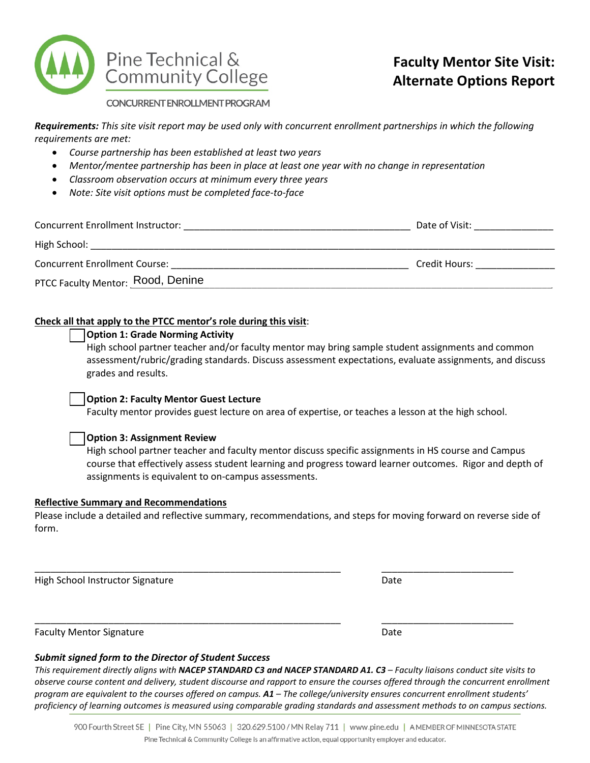Pine Technical & Community College

CONCURRENT ENROLLMENT PROGRAM

# Faculty Mentor Site Visit: Alternate Options Report

***Requirements:*** *This site visit report may be used only with concurrent enrollment partnerships in which the following requirements are met:*

- *Course partnership has been established at least two years*
- *Mentor/mentee partnership has been in place at least one year with no change in representation*
- *Classroom observation occurs at minimum every three years*
- *Note: Site visit options must be completed face-to-face*

Concurrent Enrollment Instructor: ___________________________________________ Date of Visit: ______________

High School: ____________________________________________________________________________________

Concurrent Enrollment Course: _____________________________________________ Credit Hours: _______________

PTCC Faculty Mentor: Rood, Denine

**Check all that apply to the PTCC mentor's role during this visit**:

☐ **Option 1: Grade Norming Activity**
High school partner teacher and/or faculty mentor may bring sample student assignments and common assessment/rubric/grading standards. Discuss assessment expectations, evaluate assignments, and discuss grades and results.

☐ **Option 2: Faculty Mentor Guest Lecture**
Faculty mentor provides guest lecture on area of expertise, or teaches a lesson at the high school.

☐ **Option 3: Assignment Review**
High school partner teacher and faculty mentor discuss specific assignments in HS course and Campus course that effectively assess student learning and progress toward learner outcomes. Rigor and depth of assignments is equivalent to on-campus assessments.

**Reflective Summary and Recommendations**

Please include a detailed and reflective summary, recommendations, and steps for moving forward on reverse side of form.

_____________________________________________________________ _________________________

High School Instructor Signature Date

_____________________________________________________________ _________________________

Faculty Mentor Signature Date

***Submit signed form to the Director of Student Success***

*This requirement directly aligns with **NACEP STANDARD C3 and NACEP STANDARD A1. C3** – Faculty liaisons conduct site visits to observe course content and delivery, student discourse and rapport to ensure the courses offered through the concurrent enrollment program are equivalent to the courses offered on campus. **A1** – The college/university ensures concurrent enrollment students' proficiency of learning outcomes is measured using comparable grading standards and assessment methods to on campus sections.*

900 Fourth Street SE | Pine City, MN 55063 | 320.629.5100 / MN Relay 711 | www.pine.edu | A MEMBER OF MINNESOTA STATE

Pine Technical & Community College is an affirmative action, equal opportunity employer and educator.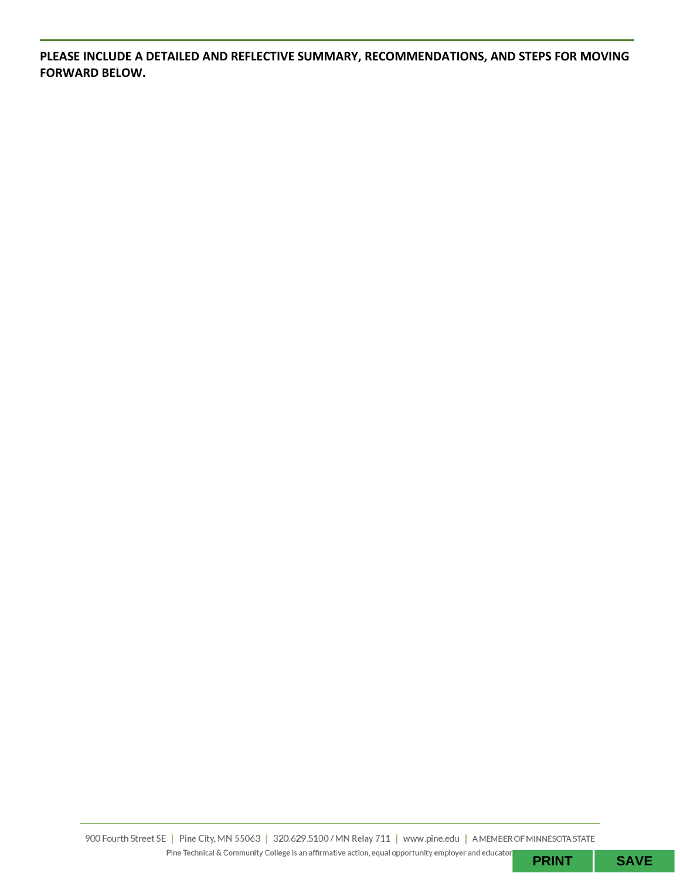**PLEASE INCLUDE A DETAILED AND REFLECTIVE SUMMARY, RECOMMENDATIONS, AND STEPS FOR MOVING FORWARD BELOW.**